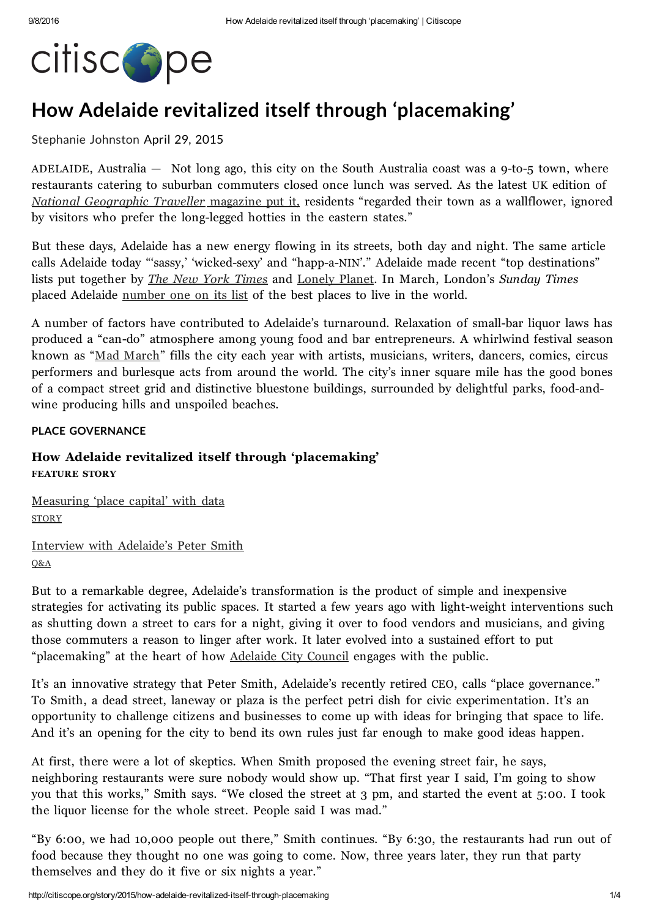# How Adelaide revitalized itself through 'placemaking'

Stephanie Johnston April 29, 2015

ADELAIDE, Australia — Not long ago, this city on the South Australia coast was a 9-to-5 town, where restaurants catering to suburban commuters closed once lunch was served. As the latest UK edition of *National Geographic Traveller* magazine put it, residents "regarded their town as a wallflower, ignored by visitors who prefer the long-legged hotties in the eastern states."

But these days, Adelaide has a new energy flowing in its streets, both day and night. The same article calls Adelaide today "'sassy,' 'wicked-sexy' and "happ-a-NIN'." Adelaide made recent "top destinations" lists put together by *The New York Times* and Lonely Planet. In March, London's *Sunday Times* placed Adelaide number one on its list of the best places to live in the world.

A number of factors have contributed to Adelaide's turnaround. Relaxation of small-bar liquor laws has produced a "can-do" atmosphere among young food and bar entrepreneurs. A whirlwind festival season known as "Mad March" fills the city each year with artists, musicians, writers, dancers, comics, circus performers and burlesque acts from around the world. The city's inner square mile has the good bones of a compact street grid and distinctive bluestone buildings, surrounded by delightful parks, food-and-wine producing hills and unspoiled beaches.

**PLACE GOVERNANCE**

**How Adelaide revitalized itself through 'placemaking'**
FEATURE STORY

Measuring 'place capital' with data
STORY

Interview with Adelaide's Peter Smith
Q&A

But to a remarkable degree, Adelaide's transformation is the product of simple and inexpensive strategies for activating its public spaces. It started a few years ago with light-weight interventions such as shutting down a street to cars for a night, giving it over to food vendors and musicians, and giving those commuters a reason to linger after work. It later evolved into a sustained effort to put "placemaking" at the heart of how Adelaide City Council engages with the public.

It's an innovative strategy that Peter Smith, Adelaide's recently retired CEO, calls "place governance." To Smith, a dead street, laneway or plaza is the perfect petri dish for civic experimentation. It's an opportunity to challenge citizens and businesses to come up with ideas for bringing that space to life. And it's an opening for the city to bend its own rules just far enough to make good ideas happen.

At first, there were a lot of skeptics. When Smith proposed the evening street fair, he says, neighboring restaurants were sure nobody would show up. "That first year I said, I'm going to show you that this works," Smith says. "We closed the street at 3 pm, and started the event at 5:00. I took the liquor license for the whole street. People said I was mad."

"By 6:00, we had 10,000 people out there," Smith continues. "By 6:30, the restaurants had run out of food because they thought no one was going to come. Now, three years later, they run that party themselves and they do it five or six nights a year."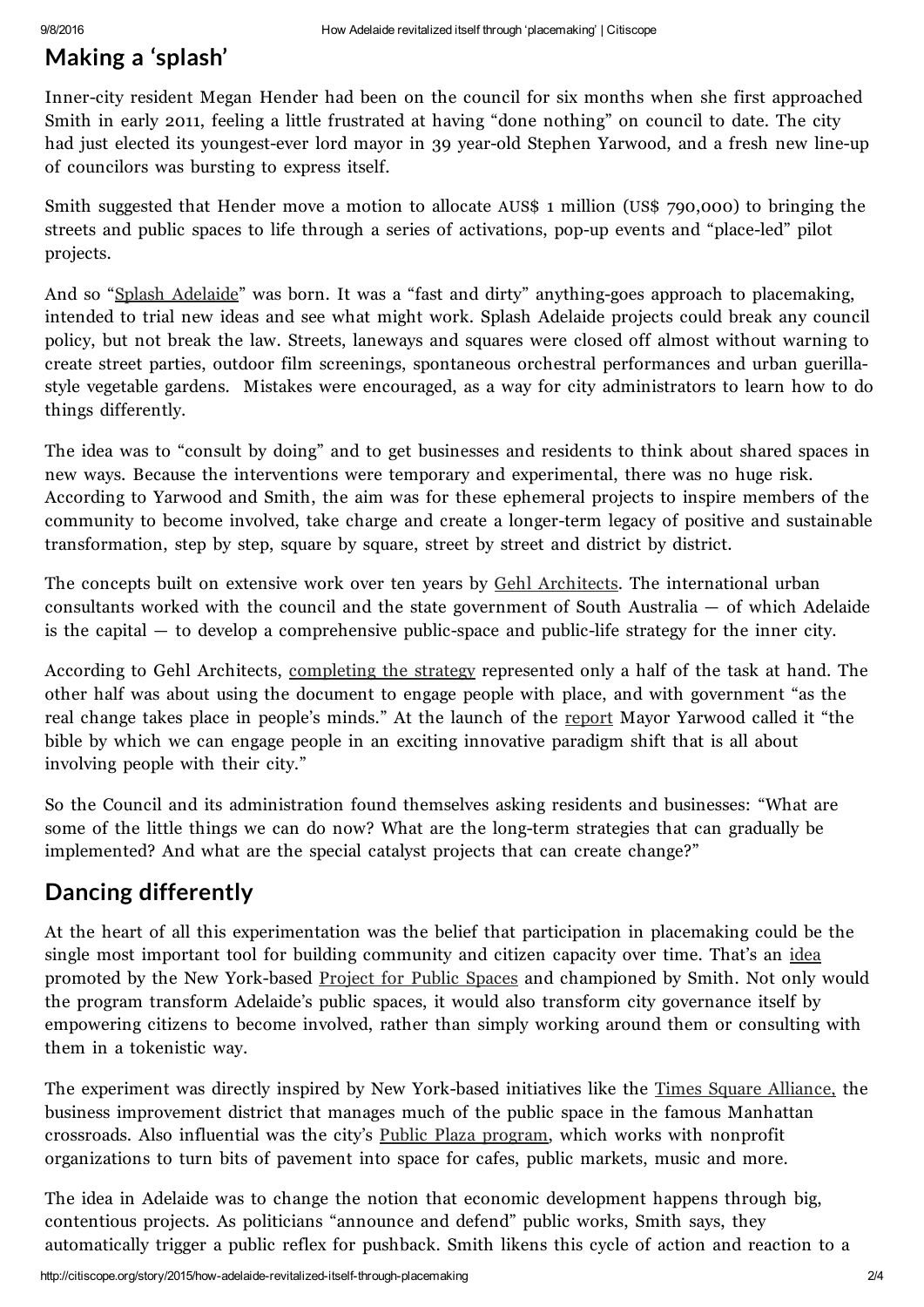## Making a 'splash'

Inner-city resident Megan Hender had been on the council for six months when she first approached Smith in early 2011, feeling a little frustrated at having "done nothing" on council to date. The city had just elected its youngest-ever lord mayor in 39 year-old Stephen Yarwood, and a fresh new line-up of councilors was bursting to express itself.

Smith suggested that Hender move a motion to allocate AUS$ 1 million (US$ 790,000) to bringing the streets and public spaces to life through a series of activations, pop-up events and "place-led" pilot projects.

And so "Splash Adelaide" was born. It was a "fast and dirty" anything-goes approach to placemaking, intended to trial new ideas and see what might work. Splash Adelaide projects could break any council policy, but not break the law. Streets, laneways and squares were closed off almost without warning to create street parties, outdoor film screenings, spontaneous orchestral performances and urban guerilla-style vegetable gardens. Mistakes were encouraged, as a way for city administrators to learn how to do things differently.

The idea was to "consult by doing" and to get businesses and residents to think about shared spaces in new ways. Because the interventions were temporary and experimental, there was no huge risk. According to Yarwood and Smith, the aim was for these ephemeral projects to inspire members of the community to become involved, take charge and create a longer-term legacy of positive and sustainable transformation, step by step, square by square, street by street and district by district.

The concepts built on extensive work over ten years by Gehl Architects. The international urban consultants worked with the council and the state government of South Australia — of which Adelaide is the capital — to develop a comprehensive public-space and public-life strategy for the inner city.

According to Gehl Architects, completing the strategy represented only a half of the task at hand. The other half was about using the document to engage people with place, and with government "as the real change takes place in people's minds." At the launch of the report Mayor Yarwood called it "the bible by which we can engage people in an exciting innovative paradigm shift that is all about involving people with their city."

So the Council and its administration found themselves asking residents and businesses: "What are some of the little things we can do now? What are the long-term strategies that can gradually be implemented? And what are the special catalyst projects that can create change?"

## Dancing differently

At the heart of all this experimentation was the belief that participation in placemaking could be the single most important tool for building community and citizen capacity over time. That's an idea promoted by the New York-based Project for Public Spaces and championed by Smith. Not only would the program transform Adelaide's public spaces, it would also transform city governance itself by empowering citizens to become involved, rather than simply working around them or consulting with them in a tokenistic way.

The experiment was directly inspired by New York-based initiatives like the Times Square Alliance, the business improvement district that manages much of the public space in the famous Manhattan crossroads. Also influential was the city's Public Plaza program, which works with nonprofit organizations to turn bits of pavement into space for cafes, public markets, music and more.

The idea in Adelaide was to change the notion that economic development happens through big, contentious projects. As politicians "announce and defend" public works, Smith says, they automatically trigger a public reflex for pushback. Smith likens this cycle of action and reaction to a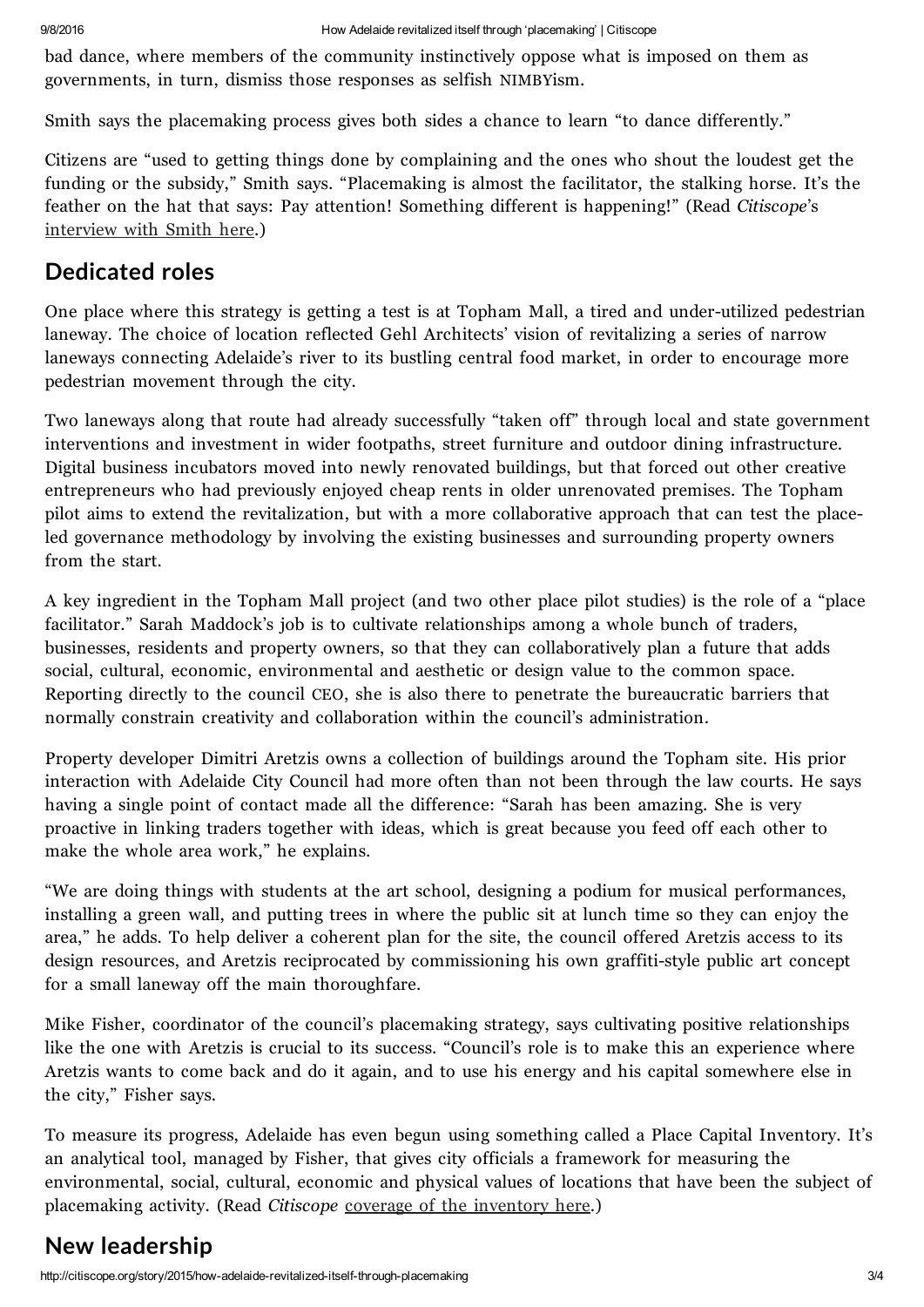bad dance, where members of the community instinctively oppose what is imposed on them as governments, in turn, dismiss those responses as selfish NIMBYism.

Smith says the placemaking process gives both sides a chance to learn "to dance differently."

Citizens are "used to getting things done by complaining and the ones who shout the loudest get the funding or the subsidy," Smith says. "Placemaking is almost the facilitator, the stalking horse. It's the feather on the hat that says: Pay attention! Something different is happening!" (Read *Citiscope*'s interview with Smith here.)

## Dedicated roles

One place where this strategy is getting a test is at Topham Mall, a tired and under-utilized pedestrian laneway. The choice of location reflected Gehl Architects' vision of revitalizing a series of narrow laneways connecting Adelaide's river to its bustling central food market, in order to encourage more pedestrian movement through the city.

Two laneways along that route had already successfully "taken off" through local and state government interventions and investment in wider footpaths, street furniture and outdoor dining infrastructure. Digital business incubators moved into newly renovated buildings, but that forced out other creative entrepreneurs who had previously enjoyed cheap rents in older unrenovated premises. The Topham pilot aims to extend the revitalization, but with a more collaborative approach that can test the place-led governance methodology by involving the existing businesses and surrounding property owners from the start.

A key ingredient in the Topham Mall project (and two other place pilot studies) is the role of a "place facilitator." Sarah Maddock's job is to cultivate relationships among a whole bunch of traders, businesses, residents and property owners, so that they can collaboratively plan a future that adds social, cultural, economic, environmental and aesthetic or design value to the common space. Reporting directly to the council CEO, she is also there to penetrate the bureaucratic barriers that normally constrain creativity and collaboration within the council's administration.

Property developer Dimitri Aretzis owns a collection of buildings around the Topham site. His prior interaction with Adelaide City Council had more often than not been through the law courts. He says having a single point of contact made all the difference: "Sarah has been amazing. She is very proactive in linking traders together with ideas, which is great because you feed off each other to make the whole area work," he explains.

"We are doing things with students at the art school, designing a podium for musical performances, installing a green wall, and putting trees in where the public sit at lunch time so they can enjoy the area," he adds. To help deliver a coherent plan for the site, the council offered Aretzis access to its design resources, and Aretzis reciprocated by commissioning his own graffiti-style public art concept for a small laneway off the main thoroughfare.

Mike Fisher, coordinator of the council's placemaking strategy, says cultivating positive relationships like the one with Aretzis is crucial to its success. "Council's role is to make this an experience where Aretzis wants to come back and do it again, and to use his energy and his capital somewhere else in the city," Fisher says.

To measure its progress, Adelaide has even begun using something called a Place Capital Inventory. It's an analytical tool, managed by Fisher, that gives city officials a framework for measuring the environmental, social, cultural, economic and physical values of locations that have been the subject of placemaking activity. (Read *Citiscope* coverage of the inventory here.)

## New leadership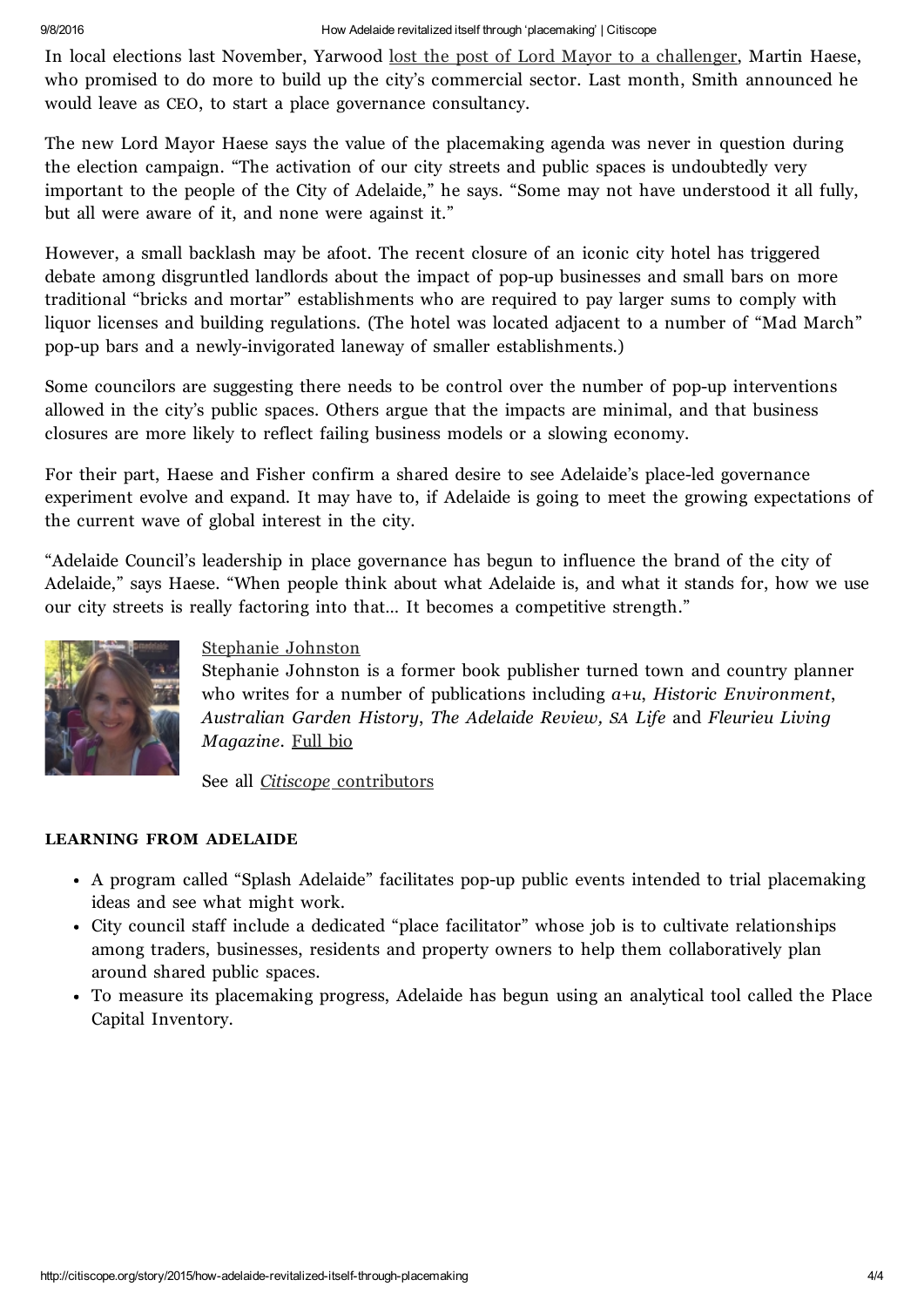In local elections last November, Yarwood lost the post of Lord Mayor to a challenger, Martin Haese, who promised to do more to build up the city's commercial sector. Last month, Smith announced he would leave as CEO, to start a place governance consultancy.

The new Lord Mayor Haese says the value of the placemaking agenda was never in question during the election campaign. "The activation of our city streets and public spaces is undoubtedly very important to the people of the City of Adelaide," he says. "Some may not have understood it all fully, but all were aware of it, and none were against it."

However, a small backlash may be afoot. The recent closure of an iconic city hotel has triggered debate among disgruntled landlords about the impact of pop-up businesses and small bars on more traditional "bricks and mortar" establishments who are required to pay larger sums to comply with liquor licenses and building regulations. (The hotel was located adjacent to a number of "Mad March" pop-up bars and a newly-invigorated laneway of smaller establishments.)

Some councilors are suggesting there needs to be control over the number of pop-up interventions allowed in the city's public spaces. Others argue that the impacts are minimal, and that business closures are more likely to reflect failing business models or a slowing economy.

For their part, Haese and Fisher confirm a shared desire to see Adelaide's place-led governance experiment evolve and expand. It may have to, if Adelaide is going to meet the growing expectations of the current wave of global interest in the city.

"Adelaide Council's leadership in place governance has begun to influence the brand of the city of Adelaide," says Haese. "When people think about what Adelaide is, and what it stands for, how we use our city streets is really factoring into that… It becomes a competitive strength."

Stephanie Johnston

Stephanie Johnston is a former book publisher turned town and country planner who writes for a number of publications including *a+u*, *Historic Environment*, *Australian Garden History*, *The Adelaide Review, SA Life* and *Fleurieu Living Magazine*. Full bio

See all *Citiscope* contributors

**LEARNING FROM ADELAIDE**

- A program called "Splash Adelaide" facilitates pop-up public events intended to trial placemaking ideas and see what might work.
- City council staff include a dedicated "place facilitator" whose job is to cultivate relationships among traders, businesses, residents and property owners to help them collaboratively plan around shared public spaces.
- To measure its placemaking progress, Adelaide has begun using an analytical tool called the Place Capital Inventory.